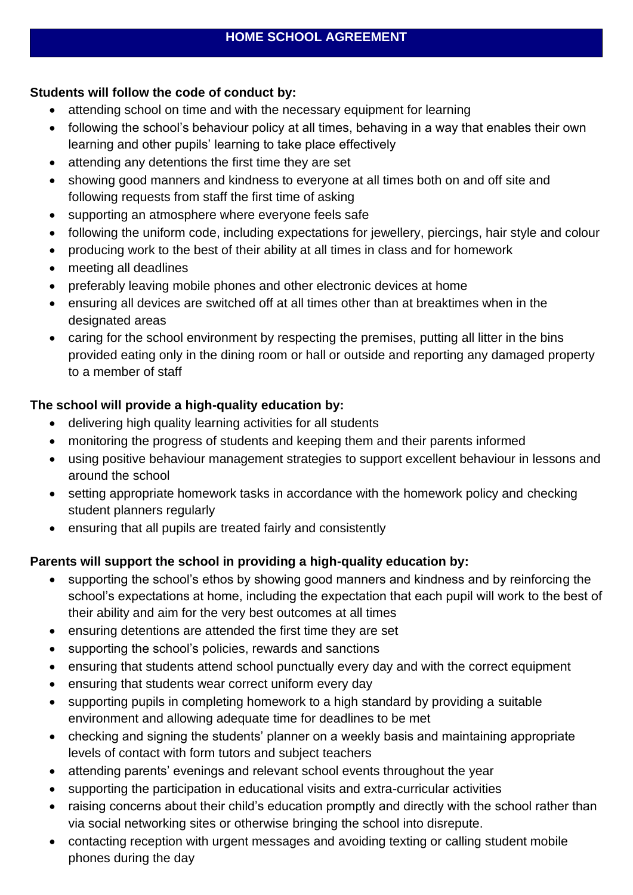# HOME SCHOOL AGREEMENT

**Students will follow the code of conduct by:**

- attending school on time and with the necessary equipment for learning
- following the school's behaviour policy at all times, behaving in a way that enables their own learning and other pupils' learning to take place effectively
- attending any detentions the first time they are set
- showing good manners and kindness to everyone at all times both on and off site and following requests from staff the first time of asking
- supporting an atmosphere where everyone feels safe
- following the uniform code, including expectations for jewellery, piercings, hair style and colour
- producing work to the best of their ability at all times in class and for homework
- meeting all deadlines
- preferably leaving mobile phones and other electronic devices at home
- ensuring all devices are switched off at all times other than at breaktimes when in the designated areas
- caring for the school environment by respecting the premises, putting all litter in the bins provided eating only in the dining room or hall or outside and reporting any damaged property to a member of staff

**The school will provide a high-quality education by:**

- delivering high quality learning activities for all students
- monitoring the progress of students and keeping them and their parents informed
- using positive behaviour management strategies to support excellent behaviour in lessons and around the school
- setting appropriate homework tasks in accordance with the homework policy and checking student planners regularly
- ensuring that all pupils are treated fairly and consistently

**Parents will support the school in providing a high-quality education by:**

- supporting the school's ethos by showing good manners and kindness and by reinforcing the school's expectations at home, including the expectation that each pupil will work to the best of their ability and aim for the very best outcomes at all times
- ensuring detentions are attended the first time they are set
- supporting the school's policies, rewards and sanctions
- ensuring that students attend school punctually every day and with the correct equipment
- ensuring that students wear correct uniform every day
- supporting pupils in completing homework to a high standard by providing a suitable environment and allowing adequate time for deadlines to be met
- checking and signing the students' planner on a weekly basis and maintaining appropriate levels of contact with form tutors and subject teachers
- attending parents' evenings and relevant school events throughout the year
- supporting the participation in educational visits and extra-curricular activities
- raising concerns about their child's education promptly and directly with the school rather than via social networking sites or otherwise bringing the school into disrepute.
- contacting reception with urgent messages and avoiding texting or calling student mobile phones during the day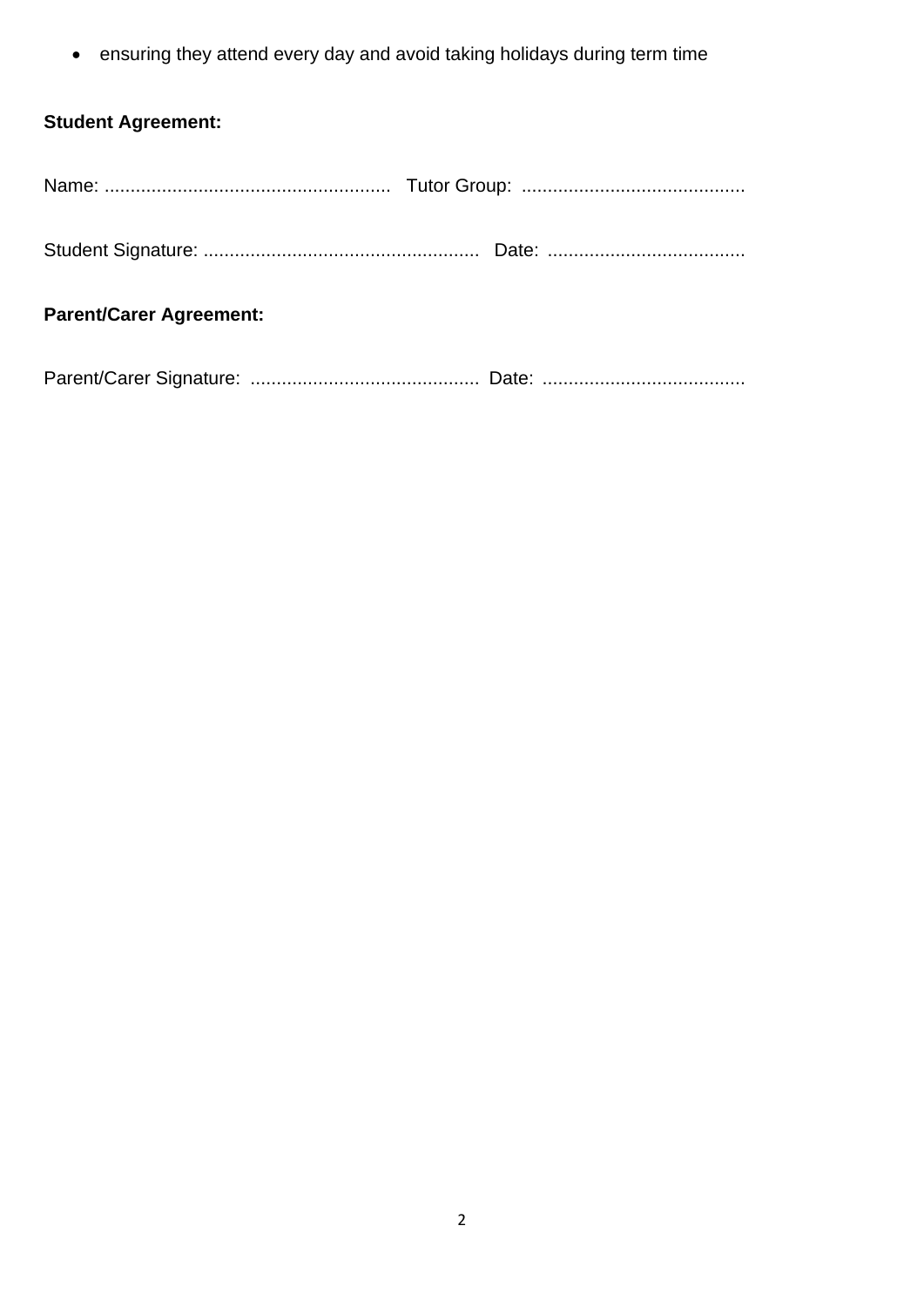- ensuring they attend every day and avoid taking holidays during term time

**Student Agreement:**

Name: ....................................................... Tutor Group: ...........................................

Student Signature: ..................................................... Date: ......................................

**Parent/Carer Agreement:**

Parent/Carer Signature: ............................................ Date: .......................................